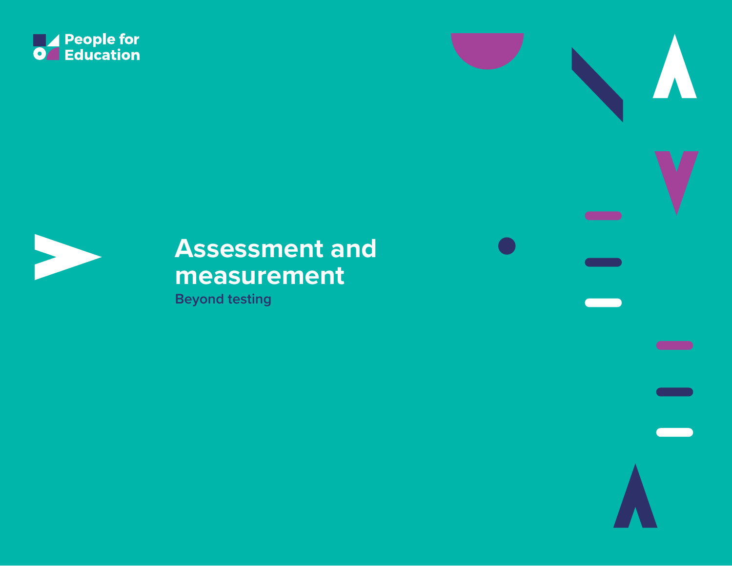People for Education

# Assessment and measurement

## Beyond testing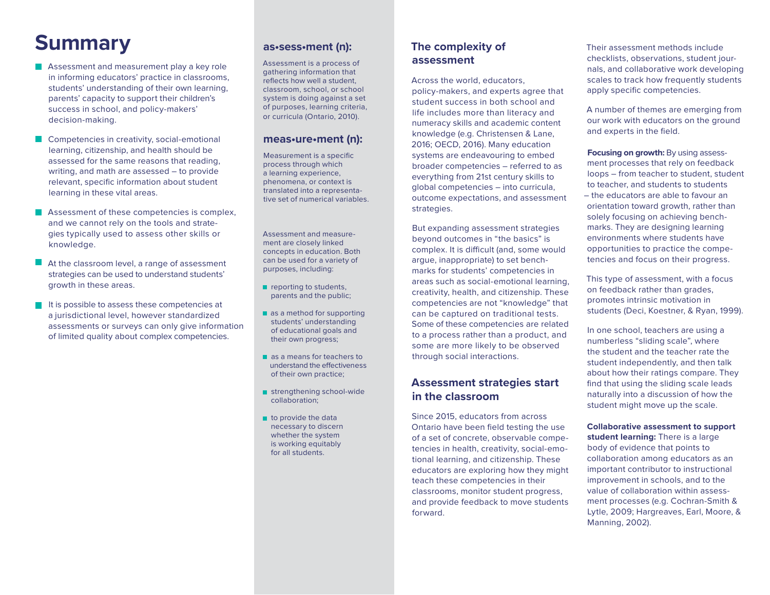# Summary

- Assessment and measurement play a key role in informing educators' practice in classrooms, students' understanding of their own learning, parents' capacity to support their children's success in school, and policy-makers' decision-making.
- Competencies in creativity, social-emotional learning, citizenship, and health should be assessed for the same reasons that reading, writing, and math are assessed – to provide relevant, specific information about student learning in these vital areas.
- Assessment of these competencies is complex, and we cannot rely on the tools and strategies typically used to assess other skills or knowledge.
- At the classroom level, a range of assessment strategies can be used to understand students' growth in these areas.
- It is possible to assess these competencies at a jurisdictional level, however standardized assessments or surveys can only give information of limited quality about complex competencies.

### as•sess•ment (n):

Assessment is a process of gathering information that reflects how well a student, classroom, school, or school system is doing against a set of purposes, learning criteria, or curricula (Ontario, 2010).

### meas•ure•ment (n):

Measurement is a specific process through which a learning experience, phenomena, or context is translated into a representative set of numerical variables.

Assessment and measurement are closely linked concepts in education. Both can be used for a variety of purposes, including:

- reporting to students, parents and the public;
- as a method for supporting students' understanding of educational goals and their own progress;
- as a means for teachers to understand the effectiveness of their own practice;
- strengthening school-wide collaboration;
- to provide the data necessary to discern whether the system is working equitably for all students.

## The complexity of assessment

Across the world, educators, policy-makers, and experts agree that student success in both school and life includes more than literacy and numeracy skills and academic content knowledge (e.g. Christensen & Lane, 2016; OECD, 2016). Many education systems are endeavouring to embed broader competencies – referred to as everything from 21st century skills to global competencies – into curricula, outcome expectations, and assessment strategies.

But expanding assessment strategies beyond outcomes in "the basics" is complex. It is difficult (and, some would argue, inappropriate) to set benchmarks for students' competencies in areas such as social-emotional learning, creativity, health, and citizenship. These competencies are not "knowledge" that can be captured on traditional tests. Some of these competencies are related to a process rather than a product, and some are more likely to be observed through social interactions.

## Assessment strategies start in the classroom

Since 2015, educators from across Ontario have been field testing the use of a set of concrete, observable competencies in health, creativity, social-emotional learning, and citizenship. These educators are exploring how they might teach these competencies in their classrooms, monitor student progress, and provide feedback to move students forward.

Their assessment methods include checklists, observations, student journals, and collaborative work developing scales to track how frequently students apply specific competencies.

A number of themes are emerging from our work with educators on the ground and experts in the field.

**Focusing on growth:** By using assessment processes that rely on feedback loops – from teacher to student, student to teacher, and students to students – the educators are able to favour an orientation toward growth, rather than solely focusing on achieving benchmarks. They are designing learning environments where students have opportunities to practice the competencies and focus on their progress.

This type of assessment, with a focus on feedback rather than grades, promotes intrinsic motivation in students (Deci, Koestner, & Ryan, 1999).

In one school, teachers are using a numberless "sliding scale", where the student and the teacher rate the student independently, and then talk about how their ratings compare. They find that using the sliding scale leads naturally into a discussion of how the student might move up the scale.

**Collaborative assessment to support student learning:** There is a large body of evidence that points to collaboration among educators as an important contributor to instructional improvement in schools, and to the value of collaboration within assessment processes (e.g. Cochran-Smith & Lytle, 2009; Hargreaves, Earl, Moore, & Manning, 2002).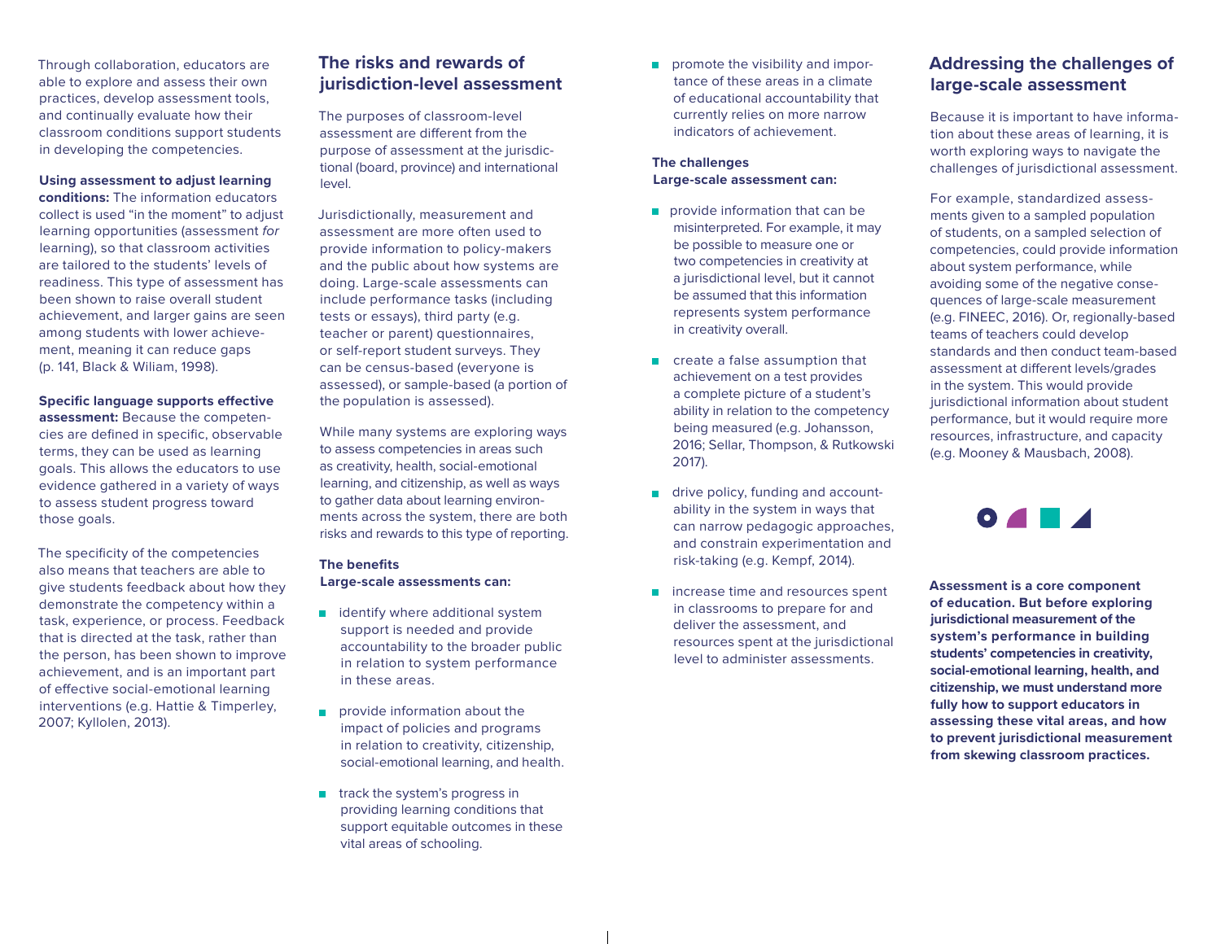Through collaboration, educators are able to explore and assess their own practices, develop assessment tools, and continually evaluate how their classroom conditions support students in developing the competencies.

**Using assessment to adjust learning conditions:** The information educators collect is used "in the moment" to adjust learning opportunities (assessment *for* learning), so that classroom activities are tailored to the students' levels of readiness. This type of assessment has been shown to raise overall student achievement, and larger gains are seen among students with lower achievement, meaning it can reduce gaps (p. 141, Black & Wiliam, 1998).

**Specific language supports effective assessment:** Because the competencies are defined in specific, observable terms, they can be used as learning goals. This allows the educators to use evidence gathered in a variety of ways to assess student progress toward those goals.

The specificity of the competencies also means that teachers are able to give students feedback about how they demonstrate the competency within a task, experience, or process. Feedback that is directed at the task, rather than the person, has been shown to improve achievement, and is an important part of effective social-emotional learning interventions (e.g. Hattie & Timperley, 2007; Kyllolen, 2013).

## The risks and rewards of jurisdiction-level assessment

The purposes of classroom-level assessment are different from the purpose of assessment at the jurisdictional (board, province) and international level.

Jurisdictionally, measurement and assessment are more often used to provide information to policy-makers and the public about how systems are doing. Large-scale assessments can include performance tasks (including tests or essays), third party (e.g. teacher or parent) questionnaires, or self-report student surveys. They can be census-based (everyone is assessed), or sample-based (a portion of the population is assessed).

While many systems are exploring ways to assess competencies in areas such as creativity, health, social-emotional learning, and citizenship, as well as ways to gather data about learning environments across the system, there are both risks and rewards to this type of reporting.

**The benefits**
**Large-scale assessments can:**

- identify where additional system support is needed and provide accountability to the broader public in relation to system performance in these areas.
- provide information about the impact of policies and programs in relation to creativity, citizenship, social-emotional learning, and health.
- track the system's progress in providing learning conditions that support equitable outcomes in these vital areas of schooling.
- promote the visibility and importance of these areas in a climate of educational accountability that currently relies on more narrow indicators of achievement.

**The challenges**
**Large-scale assessment can:**

- provide information that can be misinterpreted. For example, it may be possible to measure one or two competencies in creativity at a jurisdictional level, but it cannot be assumed that this information represents system performance in creativity overall.
- create a false assumption that achievement on a test provides a complete picture of a student's ability in relation to the competency being measured (e.g. Johansson, 2016; Sellar, Thompson, & Rutkowski 2017).
- drive policy, funding and accountability in the system in ways that can narrow pedagogic approaches, and constrain experimentation and risk-taking (e.g. Kempf, 2014).
- increase time and resources spent in classrooms to prepare for and deliver the assessment, and resources spent at the jurisdictional level to administer assessments.

## Addressing the challenges of large-scale assessment

Because it is important to have information about these areas of learning, it is worth exploring ways to navigate the challenges of jurisdictional assessment.

For example, standardized assessments given to a sampled population of students, on a sampled selection of competencies, could provide information about system performance, while avoiding some of the negative consequences of large-scale measurement (e.g. FINEEC, 2016). Or, regionally-based teams of teachers could develop standards and then conduct team-based assessment at different levels/grades in the system. This would provide jurisdictional information about student performance, but it would require more resources, infrastructure, and capacity (e.g. Mooney & Mausbach, 2008).

**Assessment is a core component of education. But before exploring jurisdictional measurement of the system's performance in building students' competencies in creativity, social-emotional learning, health, and citizenship, we must understand more fully how to support educators in assessing these vital areas, and how to prevent jurisdictional measurement from skewing classroom practices.**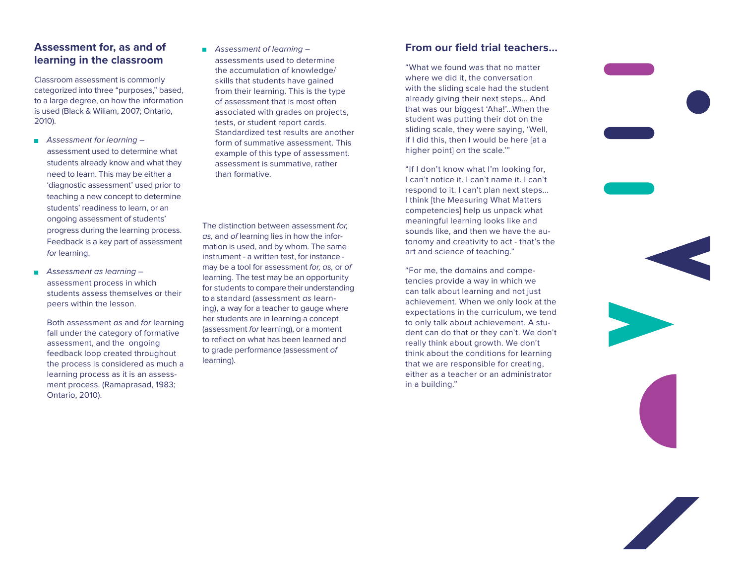## Assessment for, as and of learning in the classroom

Classroom assessment is commonly categorized into three "purposes," based, to a large degree, on how the information is used (Black & Wiliam, 2007; Ontario, 2010).

- *Assessment for learning* – assessment used to determine what students already know and what they need to learn. This may be either a 'diagnostic assessment' used prior to teaching a new concept to determine students' readiness to learn, or an ongoing assessment of students' progress during the learning process. Feedback is a key part of assessment *for* learning.
- *Assessment as learning* – assessment process in which students assess themselves or their peers within the lesson.

  Both assessment *as* and *for* learning fall under the category of formative assessment, and the ongoing feedback loop created throughout the process is considered as much a learning process as it is an assessment process. (Ramaprasad, 1983; Ontario, 2010).
- *Assessment of learning* – assessments used to determine the accumulation of knowledge/ skills that students have gained from their learning. This is the type of assessment that is most often associated with grades on projects, tests, or student report cards. Standardized test results are another form of summative assessment. This example of this type of assessment. assessment is summative, rather than formative.

The distinction between assessment *for, as,* and *of* learning lies in how the information is used, and by whom. The same instrument - a written test, for instance - may be a tool for assessment *for, as,* or *of* learning. The test may be an opportunity for students to compare their understanding to a standard (assessment *as* learning), a way for a teacher to gauge where her students are in learning a concept (assessment *for* learning), or a moment to reflect on what has been learned and to grade performance (assessment *of* learning).

## From our field trial teachers...

"What we found was that no matter where we did it, the conversation with the sliding scale had the student already giving their next steps... And that was our biggest 'Aha!'...When the student was putting their dot on the sliding scale, they were saying, 'Well, if I did this, then I would be here [at a higher point] on the scale.'"

"If I don't know what I'm looking for, I can't notice it. I can't name it. I can't respond to it. I can't plan next steps... I think [the Measuring What Matters competencies] help us unpack what meaningful learning looks like and sounds like, and then we have the autonomy and creativity to act - that's the art and science of teaching."

"For me, the domains and competencies provide a way in which we can talk about learning and not just achievement. When we only look at the expectations in the curriculum, we tend to only talk about achievement. A student can do that or they can't. We don't really think about growth. We don't think about the conditions for learning that we are responsible for creating, either as a teacher or an administrator in a building."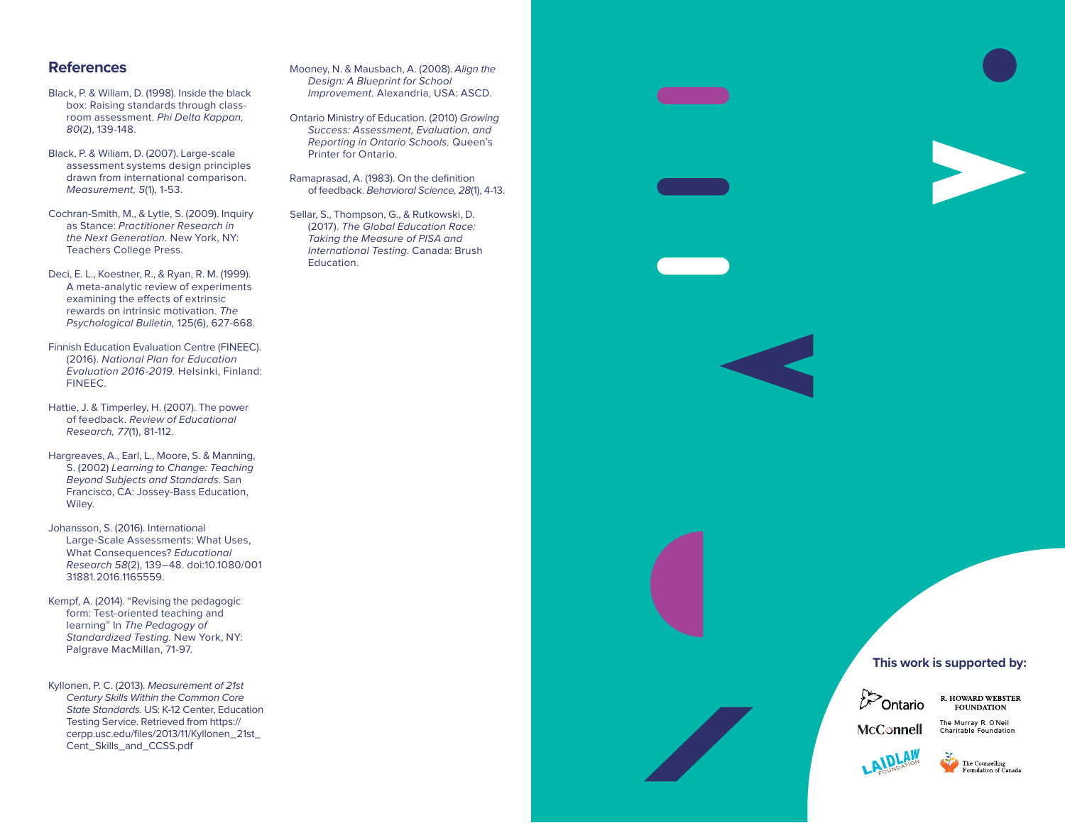## References

Black, P. & Wiliam, D. (1998). Inside the black box: Raising standards through classroom assessment. *Phi Delta Kappan, 80*(2), 139-148.

Black, P. & Wiliam, D. (2007). Large-scale assessment systems design principles drawn from international comparison. *Measurement, 5*(1), 1-53.

Cochran-Smith, M., & Lytle, S. (2009). Inquiry as Stance: *Practitioner Research in the Next Generation.* New York, NY: Teachers College Press.

Deci, E. L., Koestner, R., & Ryan, R. M. (1999). A meta-analytic review of experiments examining the effects of extrinsic rewards on intrinsic motivation. *The Psychological Bulletin,* 125(6), 627-668.

Finnish Education Evaluation Centre (FINEEC). (2016). *National Plan for Education Evaluation 2016-2019.* Helsinki, Finland: FINEEC.

Hattie, J. & Timperley, H. (2007). The power of feedback. *Review of Educational Research, 77*(1), 81-112.

Hargreaves, A., Earl, L., Moore, S. & Manning, S. (2002) *Learning to Change: Teaching Beyond Subjects and Standards.* San Francisco, CA: Jossey-Bass Education, Wiley.

Johansson, S. (2016). International Large-Scale Assessments: What Uses, What Consequences? *Educational Research 58*(2), 139–48. doi:10.1080/00131881.2016.1165559.

Kempf, A. (2014). "Revising the pedagogic form: Test-oriented teaching and learning" In *The Pedagogy of Standardized Testing.* New York, NY: Palgrave MacMillan, 71-97.

Kyllonen, P. C. (2013). *Measurement of 21st Century Skills Within the Common Core State Standards.* US: K-12 Center, Education Testing Service. Retrieved from https://cerpp.usc.edu/files/2013/11/Kyllonen_21st_Cent_Skills_and_CCSS.pdf

Mooney, N. & Mausbach, A. (2008). *Align the Design: A Blueprint for School Improvement.* Alexandria, USA: ASCD.

Ontario Ministry of Education. (2010) *Growing Success: Assessment, Evaluation, and Reporting in Ontario Schools.* Queen's Printer for Ontario.

Ramaprasad, A. (1983). On the definition of feedback. *Behavioral Science, 28*(1), 4-13.

Sellar, S., Thompson, G., & Rutkowski, D. (2017). *The Global Education Race: Taking the Measure of PISA and International Testing.* Canada: Brush Education.

**This work is supported by:**

Ontario

R. HOWARD WEBSTER FOUNDATION

McConnell

The Murray R. O'Neil Charitable Foundation

LAIDLAW FOUNDATION

The Counselling Foundation of Canada